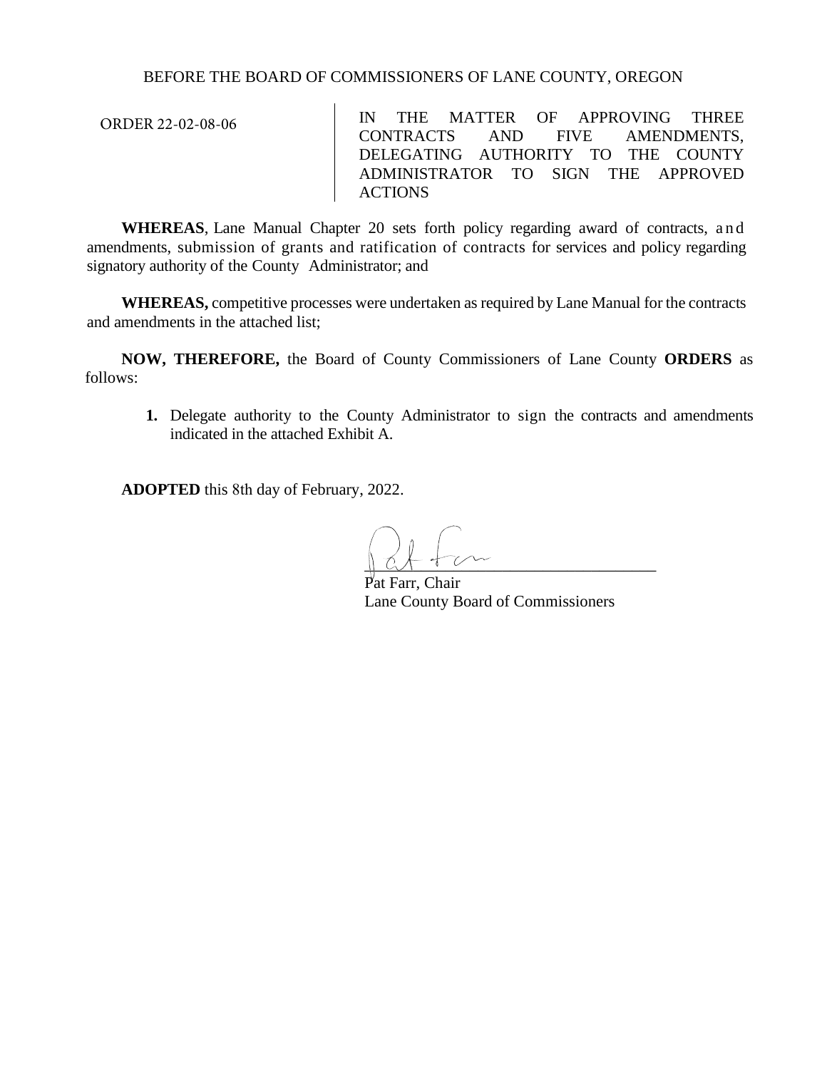BEFORE THE BOARD OF COMMISSIONERS OF LANE COUNTY, OREGON

| ORDER 22-02-08-06 | IN THE MATTER OF APPROVING THREE CONTRACTS AND FIVE AMENDMENTS, DELEGATING AUTHORITY TO THE COUNTY ADMINISTRATOR TO SIGN THE APPROVED ACTIONS |
|---|---|

**WHEREAS**, Lane Manual Chapter 20 sets forth policy regarding award of contracts, and amendments, submission of grants and ratification of contracts for services and policy regarding signatory authority of the County Administrator; and

**WHEREAS,** competitive processes were undertaken as required by Lane Manual for the contracts and amendments in the attached list;

**NOW, THEREFORE,** the Board of County Commissioners of Lane County **ORDERS** as follows:

1. Delegate authority to the County Administrator to sign the contracts and amendments indicated in the attached Exhibit A.

**ADOPTED** this 8th day of February, 2022.

\_\_\_\_\_\_\_\_\_\_\_\_\_\_\_\_\_\_\_\_\_\_\_\_\_\_\_\_\_\_\_\_\_\_\_\_
Pat Farr, Chair
Lane County Board of Commissioners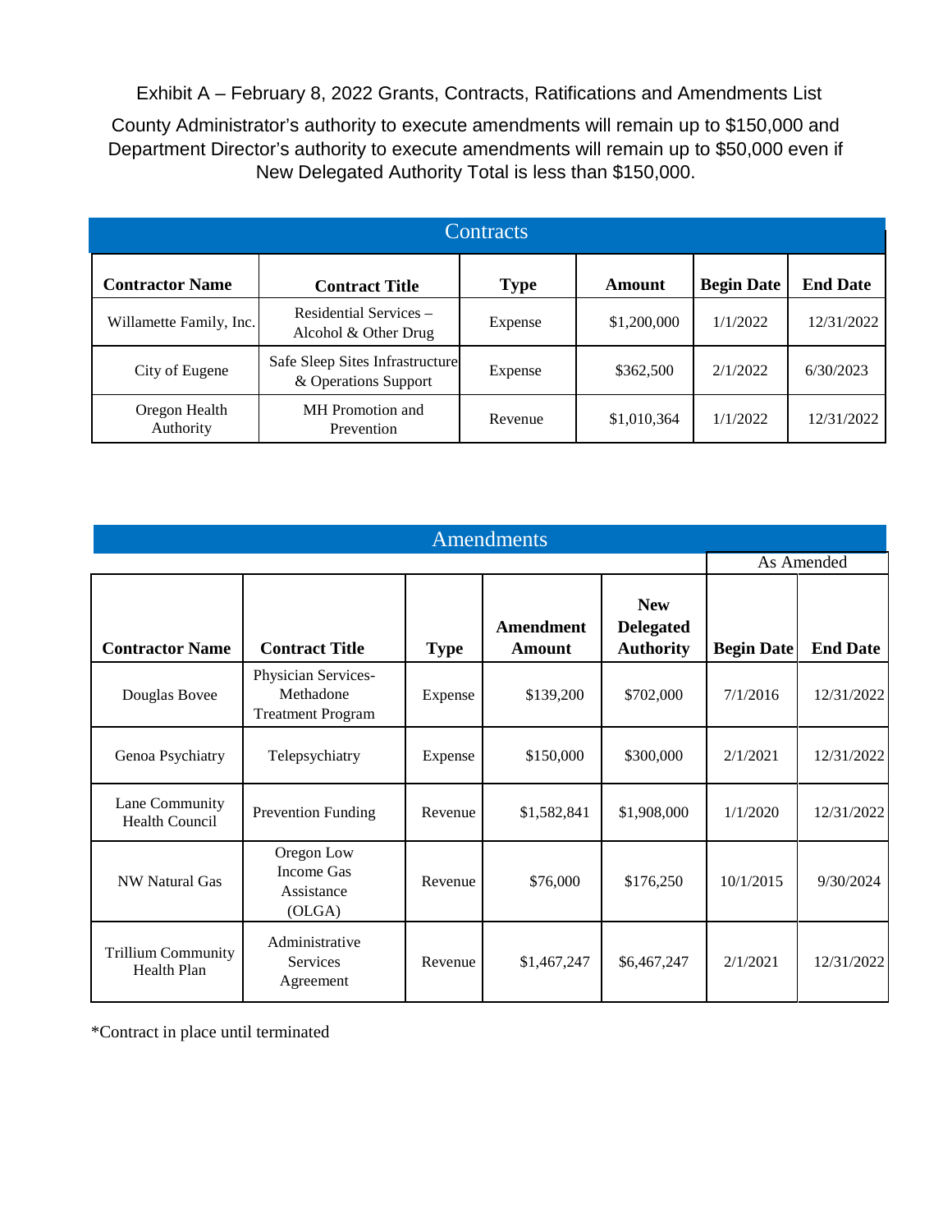Exhibit A – February 8, 2022 Grants, Contracts, Ratifications and Amendments List

County Administrator's authority to execute amendments will remain up to $150,000 and Department Director's authority to execute amendments will remain up to $50,000 even if New Delegated Authority Total is less than $150,000.

## Contracts

| Contractor Name | Contract Title | Type | Amount | Begin Date | End Date |
|---|---|---|---|---|---|
| Willamette Family, Inc. | Residential Services – Alcohol & Other Drug | Expense | $1,200,000 | 1/1/2022 | 12/31/2022 |
| City of Eugene | Safe Sleep Sites Infrastructure & Operations Support | Expense | $362,500 | 2/1/2022 | 6/30/2023 |
| Oregon Health Authority | MH Promotion and Prevention | Revenue | $1,010,364 | 1/1/2022 | 12/31/2022 |

## Amendments

| | | | | | As Amended | |
|---|---|---|---|---|---|---|
| **Contractor Name** | **Contract Title** | **Type** | **Amendment Amount** | **New Delegated Authority** | **Begin Date** | **End Date** |
| Douglas Bovee | Physician Services- Methadone Treatment Program | Expense | $139,200 | $702,000 | 7/1/2016 | 12/31/2022 |
| Genoa Psychiatry | Telepsychiatry | Expense | $150,000 | $300,000 | 2/1/2021 | 12/31/2022 |
| Lane Community Health Council | Prevention Funding | Revenue | $1,582,841 | $1,908,000 | 1/1/2020 | 12/31/2022 |
| NW Natural Gas | Oregon Low Income Gas Assistance (OLGA) | Revenue | $76,000 | $176,250 | 10/1/2015 | 9/30/2024 |
| Trillium Community Health Plan | Administrative Services Agreement | Revenue | $1,467,247 | $6,467,247 | 2/1/2021 | 12/31/2022 |

*Contract in place until terminated